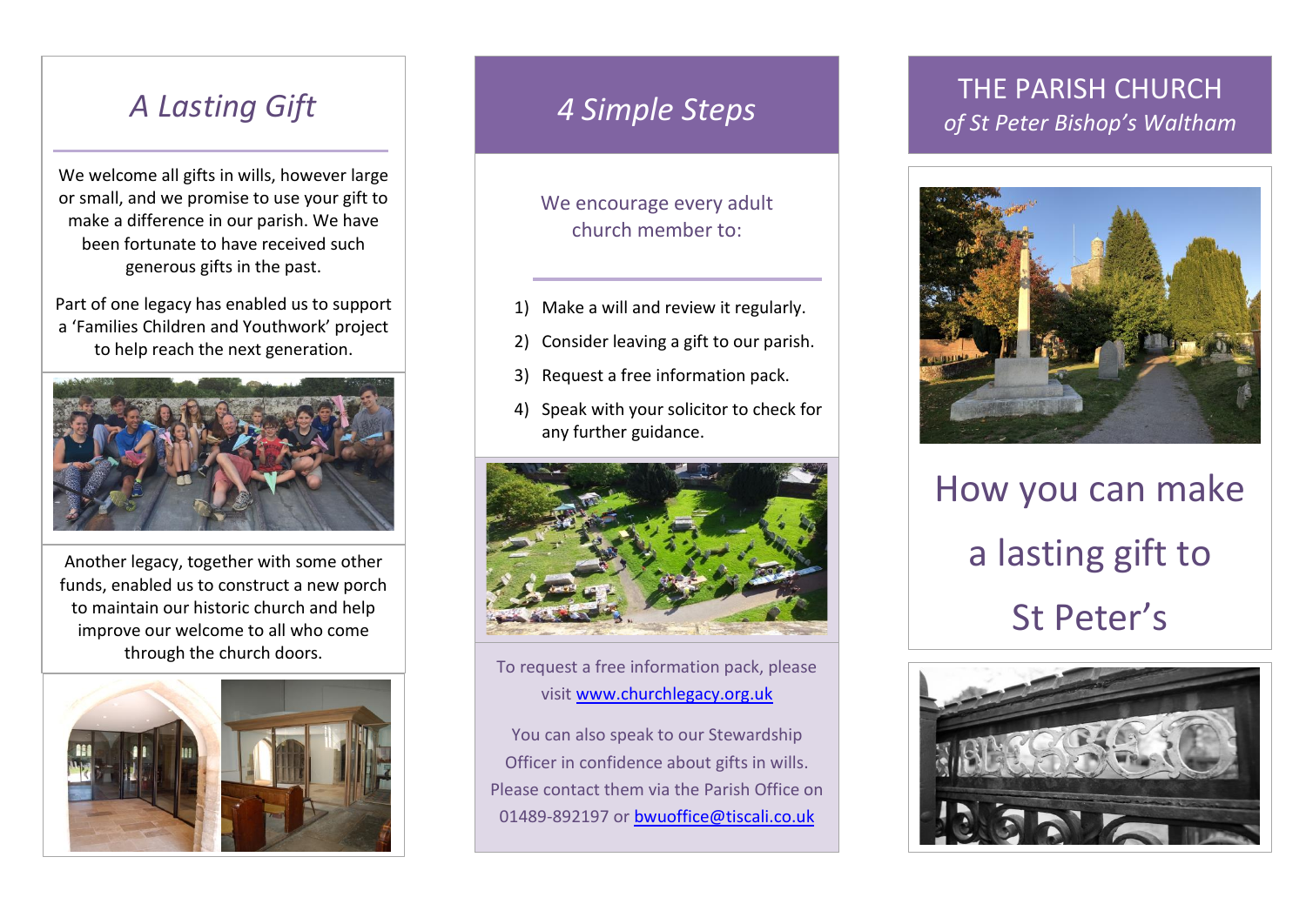# A Lasting Gift

We welcome all gifts in wills, however large or small, and we promise to use your gift to make a difference in our parish. We have been fortunate to have received such generous gifts in the past.

Part of one legacy has enabled us to support a 'Families Children and Youthwork' project to help reach the next generation.

Another legacy, together with some other funds, enabled us to construct a new porch to maintain our historic church and help improve our welcome to all who come through the church doors.

# 4 Simple Steps

We encourage every adult church member to:

1) Make a will and review it regularly.
2) Consider leaving a gift to our parish.
3) Request a free information pack.
4) Speak with your solicitor to check for any further guidance.

To request a free information pack, please visit [www.churchlegacy.org.uk](http://www.churchlegacy.org.uk)

You can also speak to our Stewardship Officer in confidence about gifts in wills. Please contact them via the Parish Office on 01489-892197 or [bwuoffice@tiscali.co.uk](mailto:bwuoffice@tiscali.co.uk)

# THE PARISH CHURCH

*of St Peter Bishop's Waltham*

## How you can make a lasting gift to St Peter's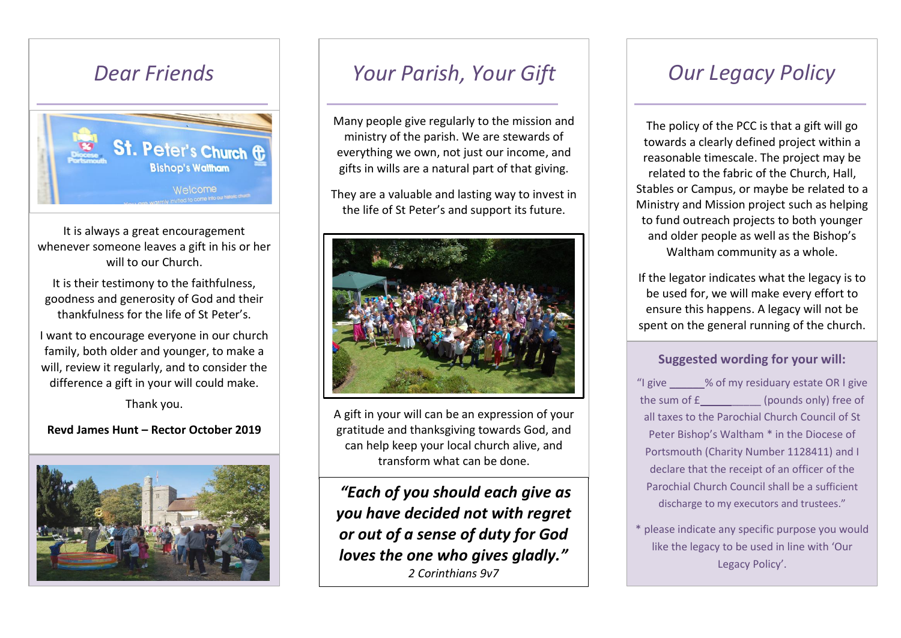# Dear Friends

It is always a great encouragement whenever someone leaves a gift in his or her will to our Church.

It is their testimony to the faithfulness, goodness and generosity of God and their thankfulness for the life of St Peter's.

I want to encourage everyone in our church family, both older and younger, to make a will, review it regularly, and to consider the difference a gift in your will could make.

Thank you.

**Revd James Hunt – Rector October 2019**

# Your Parish, Your Gift

Many people give regularly to the mission and ministry of the parish. We are stewards of everything we own, not just our income, and gifts in wills are a natural part of that giving.

They are a valuable and lasting way to invest in the life of St Peter's and support its future.

A gift in your will can be an expression of your gratitude and thanksgiving towards God, and can help keep your local church alive, and transform what can be done.

***"Each of you should each give as you have decided not with regret or out of a sense of duty for God loves the one who gives gladly."***

*2 Corinthians 9v7*

# Our Legacy Policy

The policy of the PCC is that a gift will go towards a clearly defined project within a reasonable timescale. The project may be related to the fabric of the Church, Hall, Stables or Campus, or maybe be related to a Ministry and Mission project such as helping to fund outreach projects to both younger and older people as well as the Bishop's Waltham community as a whole.

If the legator indicates what the legacy is to be used for, we will make every effort to ensure this happens. A legacy will not be spent on the general running of the church.

## Suggested wording for your will:

"I give ______% of my residuary estate OR I give the sum of £__________ (pounds only) free of all taxes to the Parochial Church Council of St Peter Bishop's Waltham * in the Diocese of Portsmouth (Charity Number 1128411) and I declare that the receipt of an officer of the Parochial Church Council shall be a sufficient discharge to my executors and trustees."

* please indicate any specific purpose you would like the legacy to be used in line with 'Our Legacy Policy'.